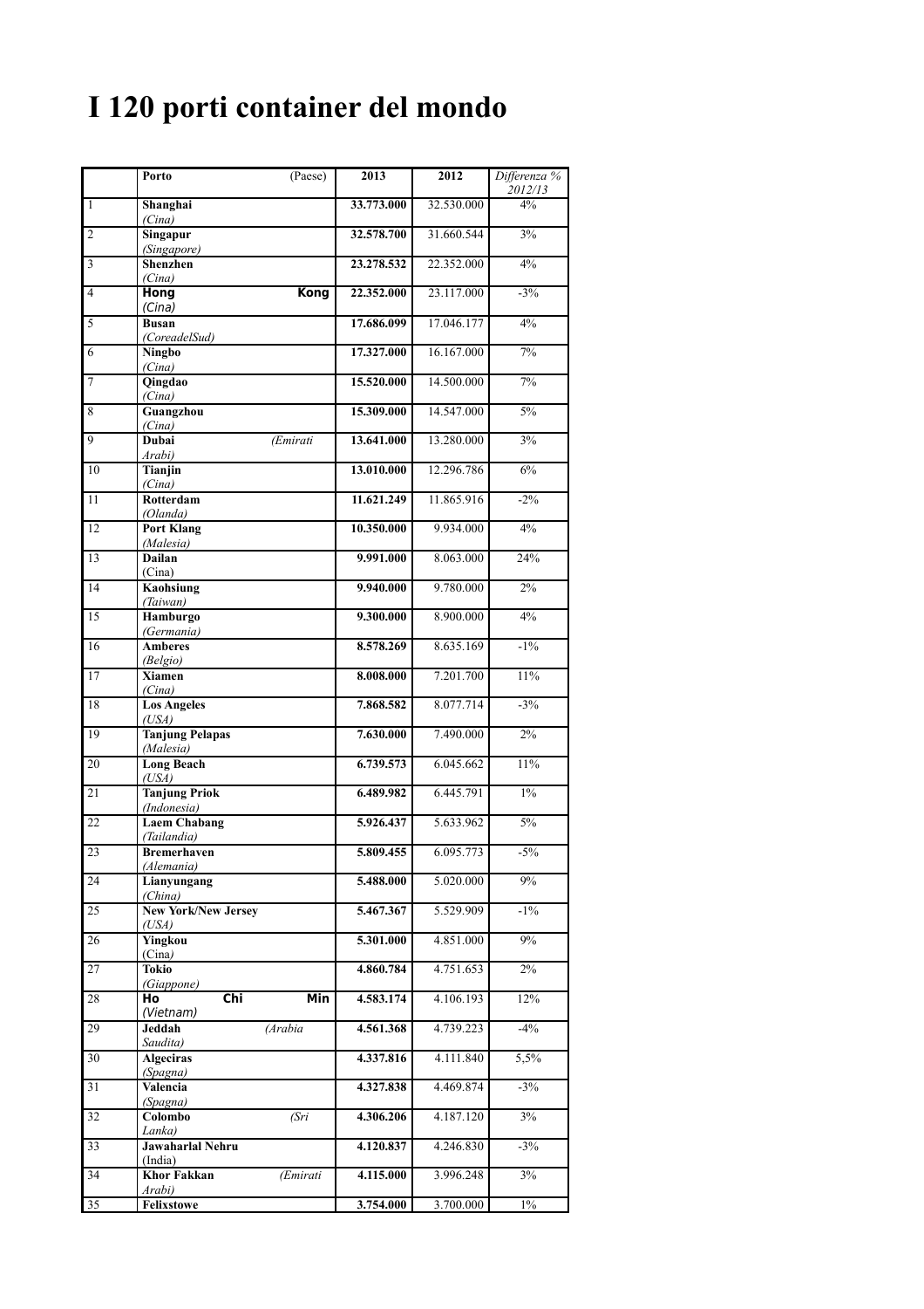# I 120 porti container del mondo

| | Porto (Paese) | 2013 | 2012 | *Differenza % 2012/13* |
|---|---|---|---|---|
| 1 | **Shanghai** *(Cina)* | **33.773.000** | 32.530.000 | 4% |
| 2 | **Singapur** *(Singapore)* | **32.578.700** | 31.660.544 | 3% |
| 3 | **Shenzhen** *(Cina)* | **23.278.532** | 22.352.000 | 4% |
| 4 | **Hong Kong** *(Cina)* | **22.352.000** | 23.117.000 | -3% |
| 5 | **Busan** *(CoreadelSud)* | **17.686.099** | 17.046.177 | 4% |
| 6 | **Ningbo** *(Cina)* | **17.327.000** | 16.167.000 | 7% |
| 7 | **Qingdao** *(Cina)* | **15.520.000** | 14.500.000 | 7% |
| 8 | **Guangzhou** *(Cina)* | **15.309.000** | 14.547.000 | 5% |
| 9 | **Dubai** *(Emirati Arabi)* | **13.641.000** | 13.280.000 | 3% |
| 10 | **Tianjin** *(Cina)* | **13.010.000** | 12.296.786 | 6% |
| 11 | **Rotterdam** *(Olanda)* | **11.621.249** | 11.865.916 | -2% |
| 12 | **Port Klang** *(Malesia)* | **10.350.000** | 9.934.000 | 4% |
| 13 | **Dailan** (Cina) | **9.991.000** | 8.063.000 | 24% |
| 14 | **Kaohsiung** *(Taiwan)* | **9.940.000** | 9.780.000 | 2% |
| 15 | **Hamburgo** *(Germania)* | **9.300.000** | 8.900.000 | 4% |
| 16 | **Amberes** *(Belgio)* | **8.578.269** | 8.635.169 | -1% |
| 17 | **Xiamen** *(Cina)* | **8.008.000** | 7.201.700 | 11% |
| 18 | **Los Angeles** *(USA)* | **7.868.582** | 8.077.714 | -3% |
| 19 | **Tanjung Pelapas** *(Malesia)* | **7.630.000** | 7.490.000 | 2% |
| 20 | **Long Beach** *(USA)* | **6.739.573** | 6.045.662 | 11% |
| 21 | **Tanjung Priok** *(Indonesia)* | **6.489.982** | 6.445.791 | 1% |
| 22 | **Laem Chabang** *(Tailandia)* | **5.926.437** | 5.633.962 | 5% |
| 23 | **Bremerhaven** *(Alemania)* | **5.809.455** | 6.095.773 | -5% |
| 24 | **Lianyungang** *(China)* | **5.488.000** | 5.020.000 | 9% |
| 25 | **New York/New Jersey** *(USA)* | **5.467.367** | 5.529.909 | -1% |
| 26 | **Yingkou** (Cina) | **5.301.000** | 4.851.000 | 9% |
| 27 | **Tokio** *(Giappone)* | **4.860.784** | 4.751.653 | 2% |
| 28 | **Ho Chi Min** *(Vietnam)* | **4.583.174** | 4.106.193 | 12% |
| 29 | **Jeddah** *(Arabia Saudita)* | **4.561.368** | 4.739.223 | -4% |
| 30 | **Algeciras** *(Spagna)* | **4.337.816** | 4.111.840 | 5,5% |
| 31 | **Valencia** *(Spagna)* | **4.327.838** | 4.469.874 | -3% |
| 32 | **Colombo** *(Sri Lanka)* | **4.306.206** | 4.187.120 | 3% |
| 33 | **Jawaharlal Nehru** (India) | **4.120.837** | 4.246.830 | -3% |
| 34 | **Khor Fakkan** *(Emirati Arabi)* | **4.115.000** | 3.996.248 | 3% |
| 35 | **Felixstowe** | **3.754.000** | 3.700.000 | 1% |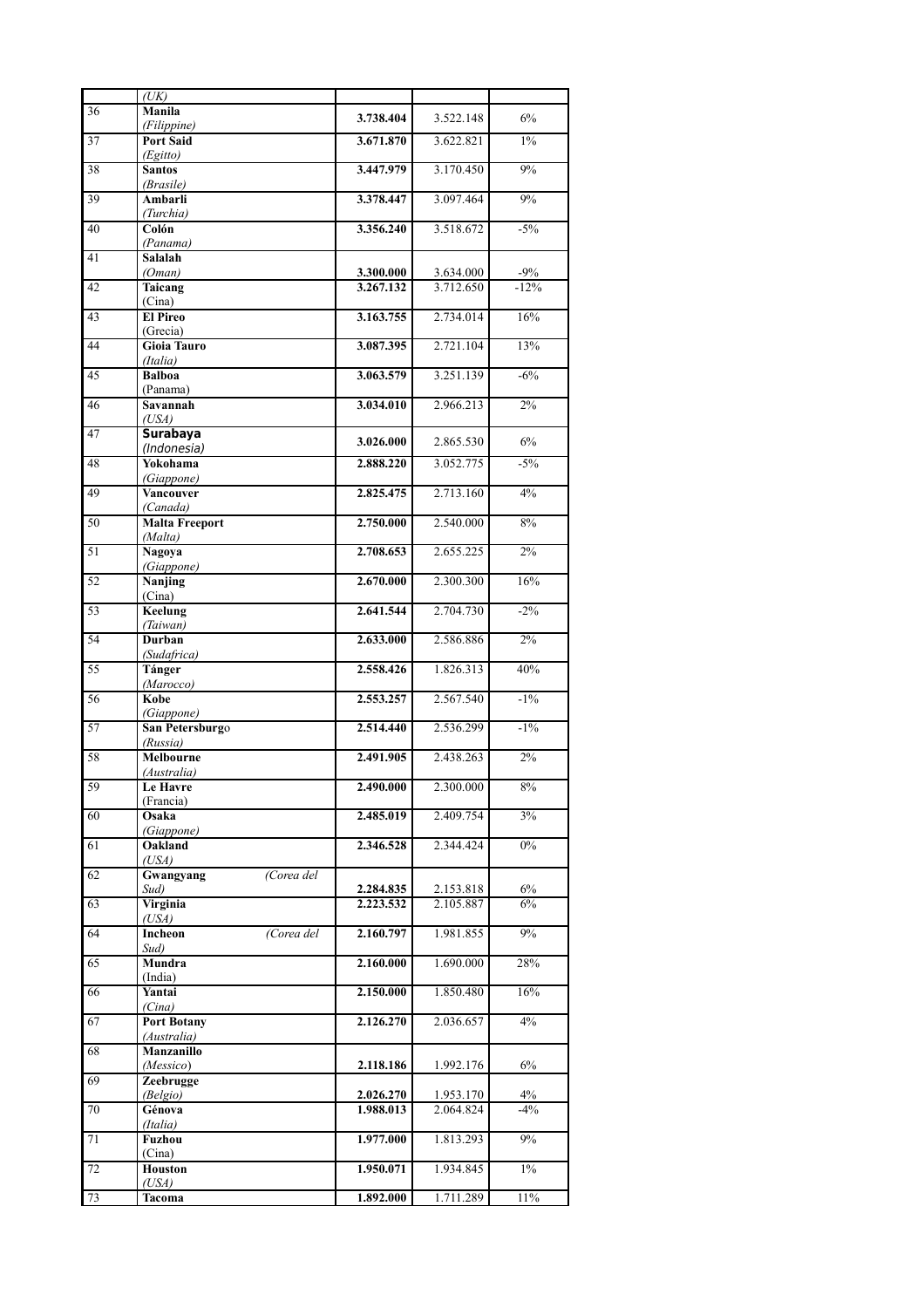| | *(UK)* | | | |
|---|---|---|---|---|
| 36 | **Manila** *(Filippine)* | **3.738.404** | 3.522.148 | 6% |
| 37 | **Port Said** *(Egitto)* | **3.671.870** | 3.622.821 | 1% |
| 38 | **Santos** *(Brasile)* | **3.447.979** | 3.170.450 | 9% |
| 39 | **Ambarli** *(Turchia)* | **3.378.447** | 3.097.464 | 9% |
| 40 | **Colón** *(Panama)* | **3.356.240** | 3.518.672 | -5% |
| 41 | **Salalah** *(Oman)* | **3.300.000** | 3.634.000 | -9% |
| 42 | **Taicang** (Cina) | **3.267.132** | 3.712.650 | -12% |
| 43 | **El Pireo** (Grecia) | **3.163.755** | 2.734.014 | 16% |
| 44 | **Gioia Tauro** *(Italia)* | **3.087.395** | 2.721.104 | 13% |
| 45 | **Balboa** (Panama) | **3.063.579** | 3.251.139 | -6% |
| 46 | **Savannah** *(USA)* | **3.034.010** | 2.966.213 | 2% |
| 47 | **Surabaya** *(Indonesia)* | **3.026.000** | 2.865.530 | 6% |
| 48 | **Yokohama** *(Giappone)* | **2.888.220** | 3.052.775 | -5% |
| 49 | **Vancouver** *(Canada)* | **2.825.475** | 2.713.160 | 4% |
| 50 | **Malta Freeport** *(Malta)* | **2.750.000** | 2.540.000 | 8% |
| 51 | **Nagoya** *(Giappone)* | **2.708.653** | 2.655.225 | 2% |
| 52 | **Nanjing** (Cina) | **2.670.000** | 2.300.300 | 16% |
| 53 | **Keelung** *(Taiwan)* | **2.641.544** | 2.704.730 | -2% |
| 54 | **Durban** *(Sudafrica)* | **2.633.000** | 2.586.886 | 2% |
| 55 | **Tánger** *(Marocco)* | **2.558.426** | 1.826.313 | 40% |
| 56 | **Kobe** *(Giappone)* | **2.553.257** | 2.567.540 | -1% |
| 57 | **San Petersburgo** *(Russia)* | **2.514.440** | 2.536.299 | -1% |
| 58 | **Melbourne** *(Australia)* | **2.491.905** | 2.438.263 | 2% |
| 59 | **Le Havre** (Francia) | **2.490.000** | 2.300.000 | 8% |
| 60 | **Osaka** *(Giappone)* | **2.485.019** | 2.409.754 | 3% |
| 61 | **Oakland** *(USA)* | **2.346.528** | 2.344.424 | 0% |
| 62 | **Gwangyang** *(Corea del Sud)* | **2.284.835** | 2.153.818 | 6% |
| 63 | **Virginia** *(USA)* | **2.223.532** | 2.105.887 | 6% |
| 64 | **Incheon** *(Corea del Sud)* | **2.160.797** | 1.981.855 | 9% |
| 65 | **Mundra** (India) | **2.160.000** | 1.690.000 | 28% |
| 66 | **Yantai** *(Cina)* | **2.150.000** | 1.850.480 | 16% |
| 67 | **Port Botany** *(Australia)* | **2.126.270** | 2.036.657 | 4% |
| 68 | **Manzanillo** *(Messico)* | **2.118.186** | 1.992.176 | 6% |
| 69 | **Zeebrugge** *(Belgio)* | **2.026.270** | 1.953.170 | 4% |
| 70 | **Génova** *(Italia)* | **1.988.013** | 2.064.824 | -4% |
| 71 | **Fuzhou** (Cina) | **1.977.000** | 1.813.293 | 9% |
| 72 | **Houston** *(USA)* | **1.950.071** | 1.934.845 | 1% |
| 73 | **Tacoma** | **1.892.000** | 1.711.289 | 11% |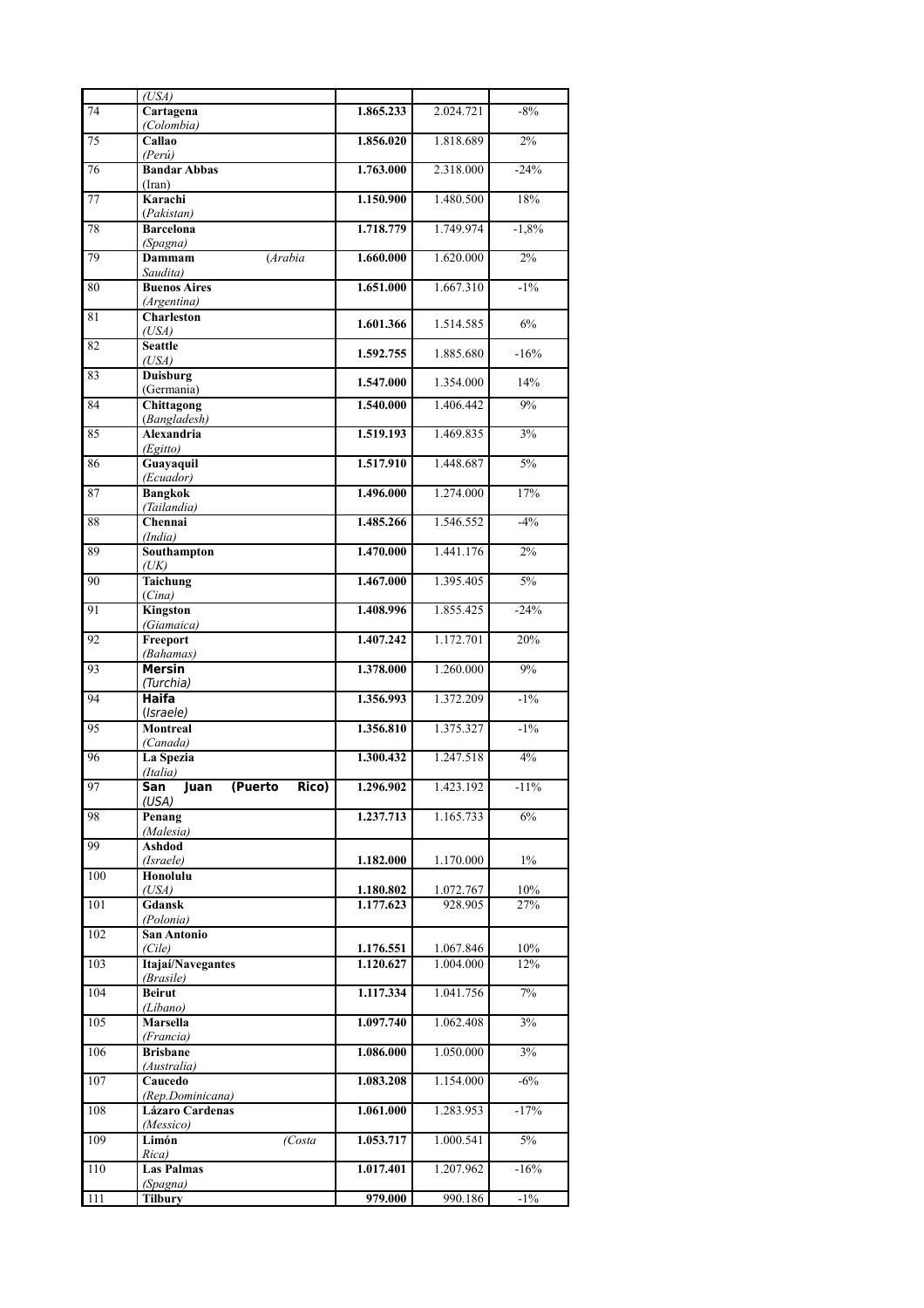| | *(USA)* | | | |
|---|---|---|---|---|
| 74 | **Cartagena** *(Colombia)* | **1.865.233** | 2.024.721 | -8% |
| 75 | **Callao** *(Perú)* | **1.856.020** | 1.818.689 | 2% |
| 76 | **Bandar Abbas** (Iran) | **1.763.000** | 2.318.000 | -24% |
| 77 | **Karachi** *(Pakistan)* | **1.150.900** | 1.480.500 | 18% |
| 78 | **Barcelona** *(Spagna)* | **1.718.779** | 1.749.974 | -1,8% |
| 79 | **Dammam** *(Arabia Saudita)* | **1.660.000** | 1.620.000 | 2% |
| 80 | **Buenos Aires** *(Argentina)* | **1.651.000** | 1.667.310 | -1% |
| 81 | **Charleston** *(USA)* | **1.601.366** | 1.514.585 | 6% |
| 82 | **Seattle** *(USA)* | **1.592.755** | 1.885.680 | -16% |
| 83 | **Duisburg** (Germania) | **1.547.000** | 1.354.000 | 14% |
| 84 | **Chittagong** *(Bangladesh)* | **1.540.000** | 1.406.442 | 9% |
| 85 | **Alexandria** *(Egitto)* | **1.519.193** | 1.469.835 | 3% |
| 86 | **Guayaquil** *(Ecuador)* | **1.517.910** | 1.448.687 | 5% |
| 87 | **Bangkok** *(Tailandia)* | **1.496.000** | 1.274.000 | 17% |
| 88 | **Chennai** *(India)* | **1.485.266** | 1.546.552 | -4% |
| 89 | **Southampton** *(UK)* | **1.470.000** | 1.441.176 | 2% |
| 90 | **Taichung** *(Cina)* | **1.467.000** | 1.395.405 | 5% |
| 91 | **Kingston** *(Giamaica)* | **1.408.996** | 1.855.425 | -24% |
| 92 | **Freeport** *(Bahamas)* | **1.407.242** | 1.172.701 | 20% |
| 93 | **Mersin** *(Turchia)* | **1.378.000** | 1.260.000 | 9% |
| 94 | **Haifa** *(Israele)* | **1.356.993** | 1.372.209 | -1% |
| 95 | **Montreal** *(Canada)* | **1.356.810** | 1.375.327 | -1% |
| 96 | **La Spezia** *(Italia)* | **1.300.432** | 1.247.518 | 4% |
| 97 | **San Juan (Puerto Rico)** *(USA)* | **1.296.902** | 1.423.192 | -11% |
| 98 | **Penang** *(Malesia)* | **1.237.713** | 1.165.733 | 6% |
| 99 | **Ashdod** *(Israele)* | **1.182.000** | 1.170.000 | 1% |
| 100 | **Honolulu** *(USA)* | **1.180.802** | 1.072.767 | 10% |
| 101 | **Gdansk** *(Polonia)* | **1.177.623** | 928.905 | 27% |
| 102 | **San Antonio** *(Cile)* | **1.176.551** | 1.067.846 | 10% |
| 103 | **Itajaí/Navegantes** *(Brasile)* | **1.120.627** | 1.004.000 | 12% |
| 104 | **Beirut** *(Libano)* | **1.117.334** | 1.041.756 | 7% |
| 105 | **Marsella** *(Francia)* | **1.097.740** | 1.062.408 | 3% |
| 106 | **Brisbane** *(Australia)* | **1.086.000** | 1.050.000 | 3% |
| 107 | **Caucedo** *(Rep.Dominicana)* | **1.083.208** | 1.154.000 | -6% |
| 108 | **Lázaro Cardenas** *(Messico)* | **1.061.000** | 1.283.953 | -17% |
| 109 | **Limón** *(Costa Rica)* | **1.053.717** | 1.000.541 | 5% |
| 110 | **Las Palmas** *(Spagna)* | **1.017.401** | 1.207.962 | -16% |
| 111 | **Tilbury** | **979.000** | 990.186 | -1% |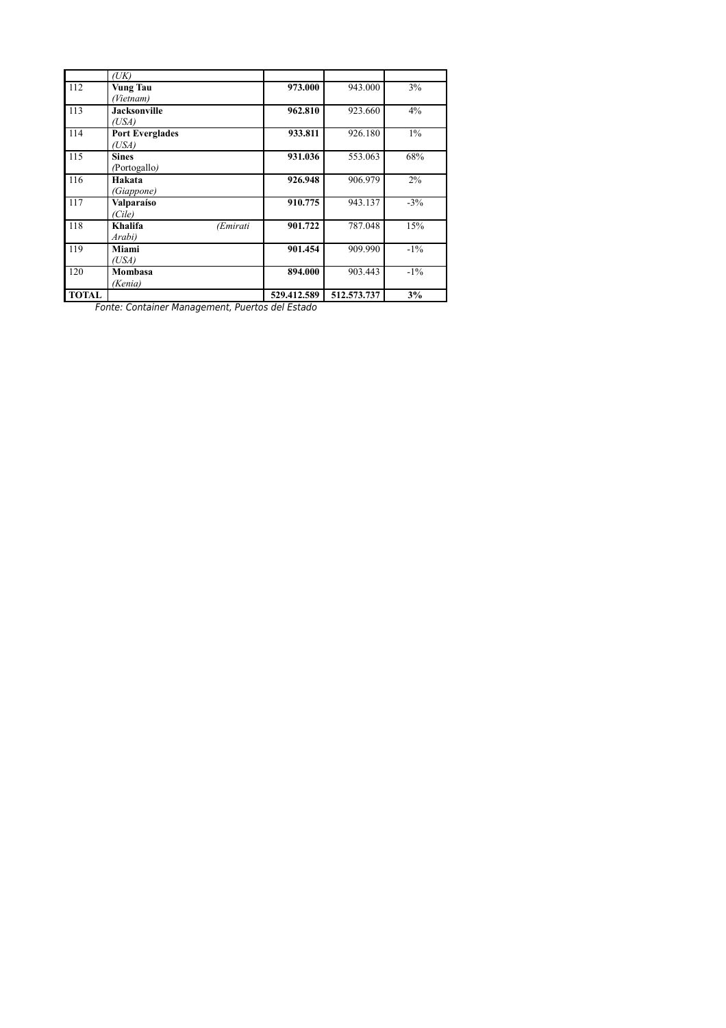| | | | | |
|---|---|---|---|---|
| | *(UK)* | | | |
| 112 | **Vung Tau** *(Vietnam)* | **973.000** | 943.000 | 3% |
| 113 | **Jacksonville** *(USA)* | **962.810** | 923.660 | 4% |
| 114 | **Port Everglades** *(USA)* | **933.811** | 926.180 | 1% |
| 115 | **Sines** *(*Portogallo*)* | **931.036** | 553.063 | 68% |
| 116 | **Hakata** *(Giappone)* | **926.948** | 906.979 | 2% |
| 117 | **Valparaíso** *(Cile)* | **910.775** | 943.137 | -3% |
| 118 | **Khalifa** *(Emirati Arabi)* | **901.722** | 787.048 | 15% |
| 119 | **Miami** *(USA)* | **901.454** | 909.990 | -1% |
| 120 | **Mombasa** *(Kenia)* | **894.000** | 903.443 | -1% |
| **TOTAL** | | **529.412.589** | **512.573.737** | **3%** |

*Fonte: Container Management, Puertos del Estado*